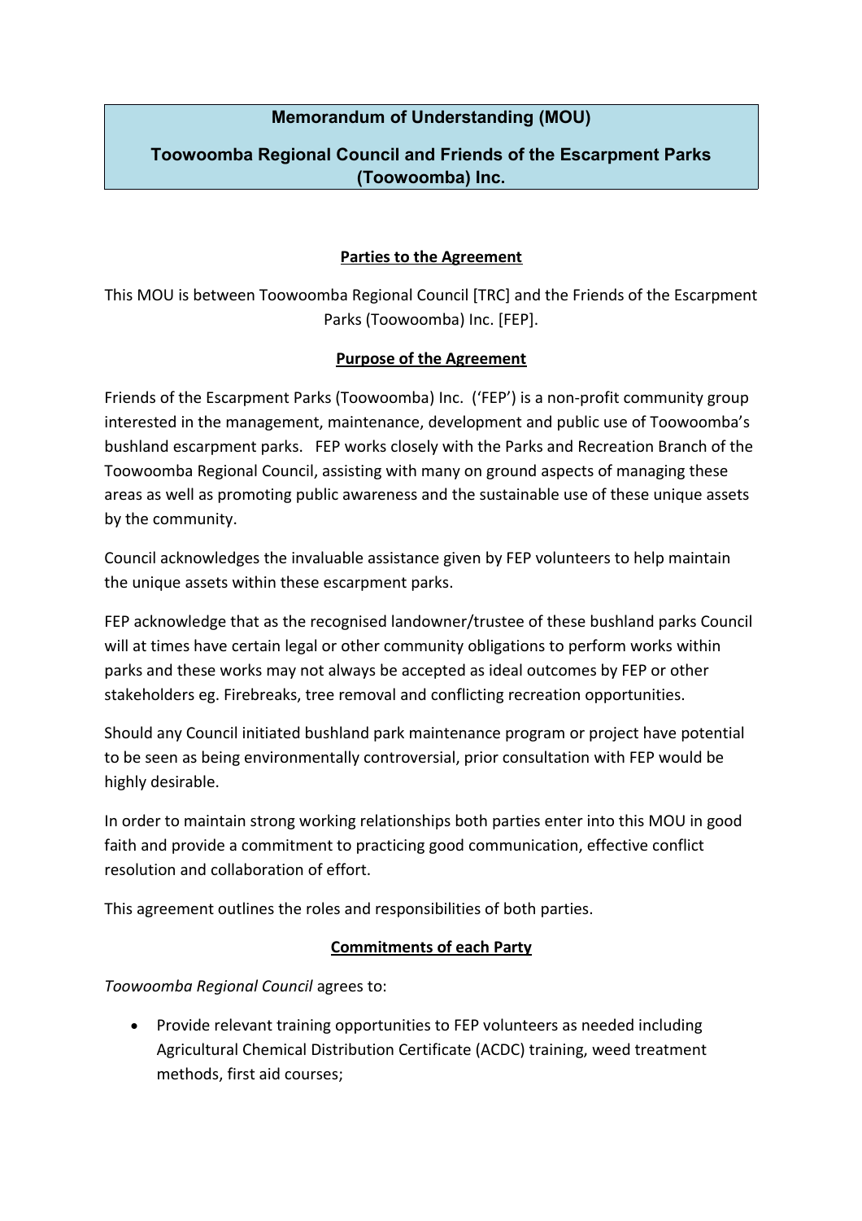# Memorandum of Understanding (MOU)

## Toowoomba Regional Council and Friends of the Escarpment Parks (Toowoomba) Inc.

### Parties to the Agreement

This MOU is between Toowoomba Regional Council [TRC] and the Friends of the Escarpment Parks (Toowoomba) Inc. [FEP].

### Purpose of the Agreement

Friends of the Escarpment Parks (Toowoomba) Inc. ('FEP') is a non-profit community group interested in the management, maintenance, development and public use of Toowoomba's bushland escarpment parks. FEP works closely with the Parks and Recreation Branch of the Toowoomba Regional Council, assisting with many on ground aspects of managing these areas as well as promoting public awareness and the sustainable use of these unique assets by the community.

Council acknowledges the invaluable assistance given by FEP volunteers to help maintain the unique assets within these escarpment parks.

FEP acknowledge that as the recognised landowner/trustee of these bushland parks Council will at times have certain legal or other community obligations to perform works within parks and these works may not always be accepted as ideal outcomes by FEP or other stakeholders eg. Firebreaks, tree removal and conflicting recreation opportunities.

Should any Council initiated bushland park maintenance program or project have potential to be seen as being environmentally controversial, prior consultation with FEP would be highly desirable.

In order to maintain strong working relationships both parties enter into this MOU in good faith and provide a commitment to practicing good communication, effective conflict resolution and collaboration of effort.

This agreement outlines the roles and responsibilities of both parties.

### Commitments of each Party

*Toowoomba Regional Council* agrees to:

- Provide relevant training opportunities to FEP volunteers as needed including Agricultural Chemical Distribution Certificate (ACDC) training, weed treatment methods, first aid courses;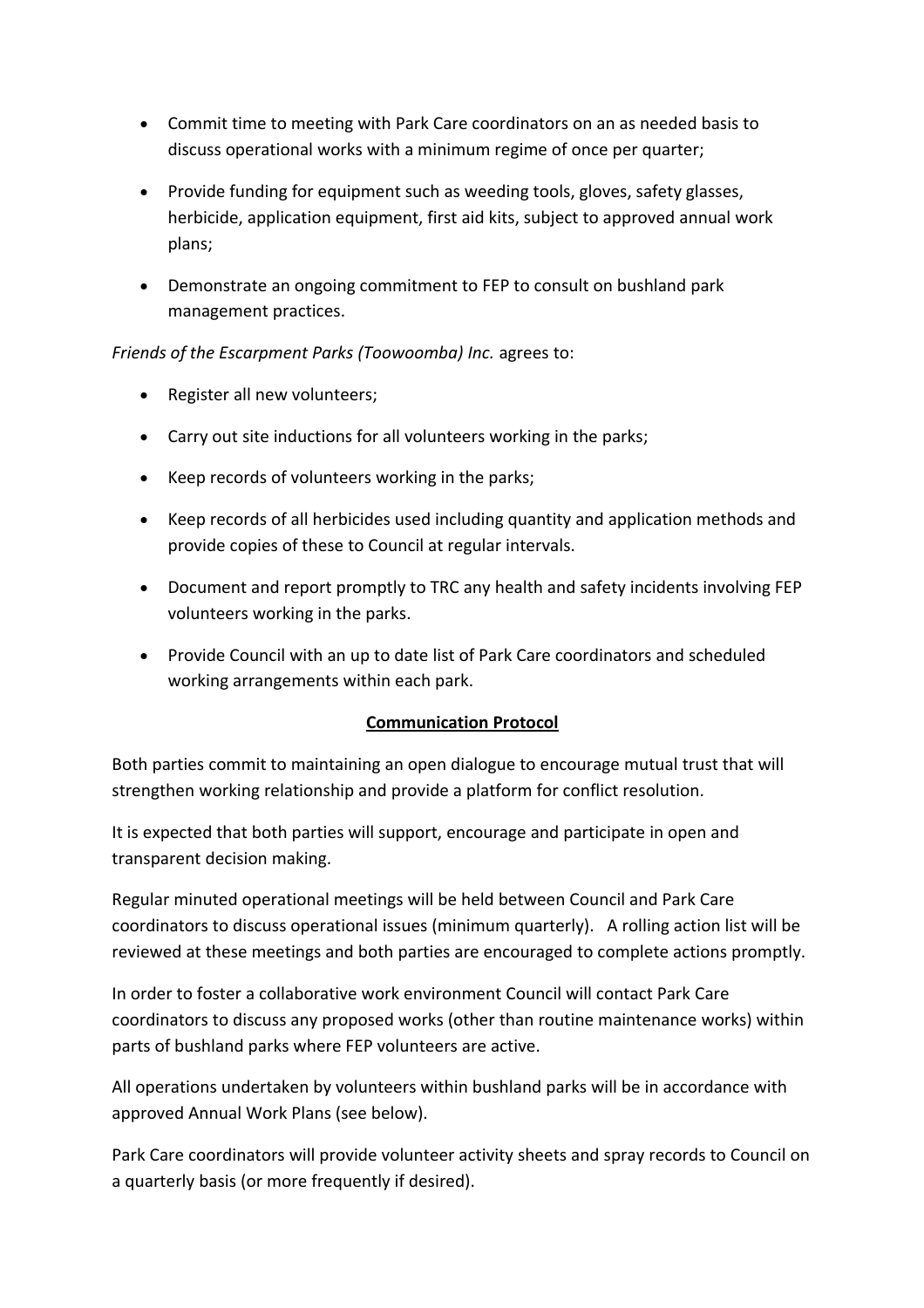- Commit time to meeting with Park Care coordinators on an as needed basis to discuss operational works with a minimum regime of once per quarter;
- Provide funding for equipment such as weeding tools, gloves, safety glasses, herbicide, application equipment, first aid kits, subject to approved annual work plans;
- Demonstrate an ongoing commitment to FEP to consult on bushland park management practices.

*Friends of the Escarpment Parks (Toowoomba) Inc.* agrees to:

- Register all new volunteers;
- Carry out site inductions for all volunteers working in the parks;
- Keep records of volunteers working in the parks;
- Keep records of all herbicides used including quantity and application methods and provide copies of these to Council at regular intervals.
- Document and report promptly to TRC any health and safety incidents involving FEP volunteers working in the parks.
- Provide Council with an up to date list of Park Care coordinators and scheduled working arrangements within each park.

## Communication Protocol

Both parties commit to maintaining an open dialogue to encourage mutual trust that will strengthen working relationship and provide a platform for conflict resolution.

It is expected that both parties will support, encourage and participate in open and transparent decision making.

Regular minuted operational meetings will be held between Council and Park Care coordinators to discuss operational issues (minimum quarterly). A rolling action list will be reviewed at these meetings and both parties are encouraged to complete actions promptly.

In order to foster a collaborative work environment Council will contact Park Care coordinators to discuss any proposed works (other than routine maintenance works) within parts of bushland parks where FEP volunteers are active.

All operations undertaken by volunteers within bushland parks will be in accordance with approved Annual Work Plans (see below).

Park Care coordinators will provide volunteer activity sheets and spray records to Council on a quarterly basis (or more frequently if desired).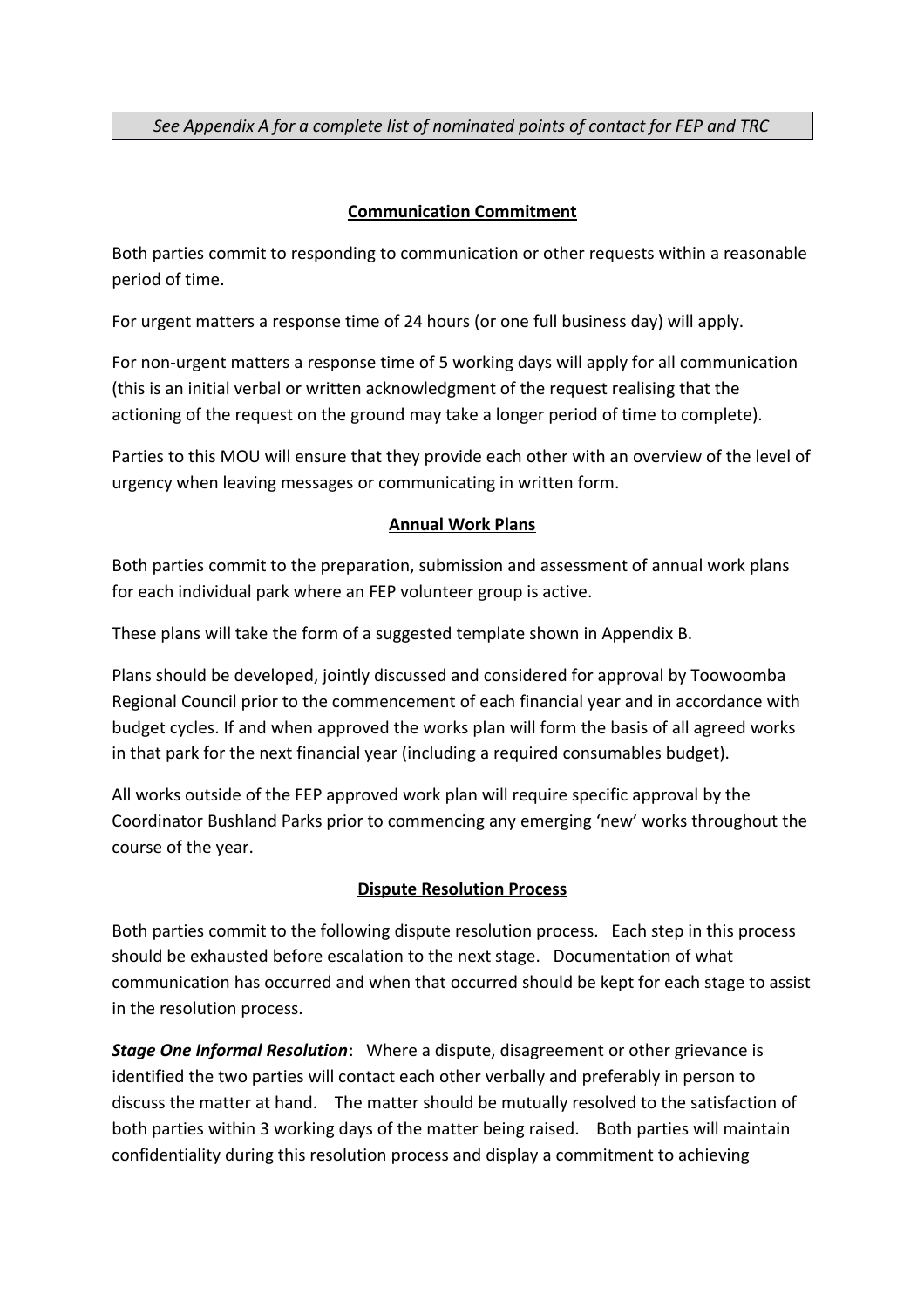*See Appendix A for a complete list of nominated points of contact for FEP and TRC*

## Communication Commitment

Both parties commit to responding to communication or other requests within a reasonable period of time.

For urgent matters a response time of 24 hours (or one full business day) will apply.

For non-urgent matters a response time of 5 working days will apply for all communication (this is an initial verbal or written acknowledgment of the request realising that the actioning of the request on the ground may take a longer period of time to complete).

Parties to this MOU will ensure that they provide each other with an overview of the level of urgency when leaving messages or communicating in written form.

## Annual Work Plans

Both parties commit to the preparation, submission and assessment of annual work plans for each individual park where an FEP volunteer group is active.

These plans will take the form of a suggested template shown in Appendix B.

Plans should be developed, jointly discussed and considered for approval by Toowoomba Regional Council prior to the commencement of each financial year and in accordance with budget cycles. If and when approved the works plan will form the basis of all agreed works in that park for the next financial year (including a required consumables budget).

All works outside of the FEP approved work plan will require specific approval by the Coordinator Bushland Parks prior to commencing any emerging 'new' works throughout the course of the year.

## Dispute Resolution Process

Both parties commit to the following dispute resolution process. Each step in this process should be exhausted before escalation to the next stage. Documentation of what communication has occurred and when that occurred should be kept for each stage to assist in the resolution process.

***Stage One Informal Resolution***: Where a dispute, disagreement or other grievance is identified the two parties will contact each other verbally and preferably in person to discuss the matter at hand. The matter should be mutually resolved to the satisfaction of both parties within 3 working days of the matter being raised. Both parties will maintain confidentiality during this resolution process and display a commitment to achieving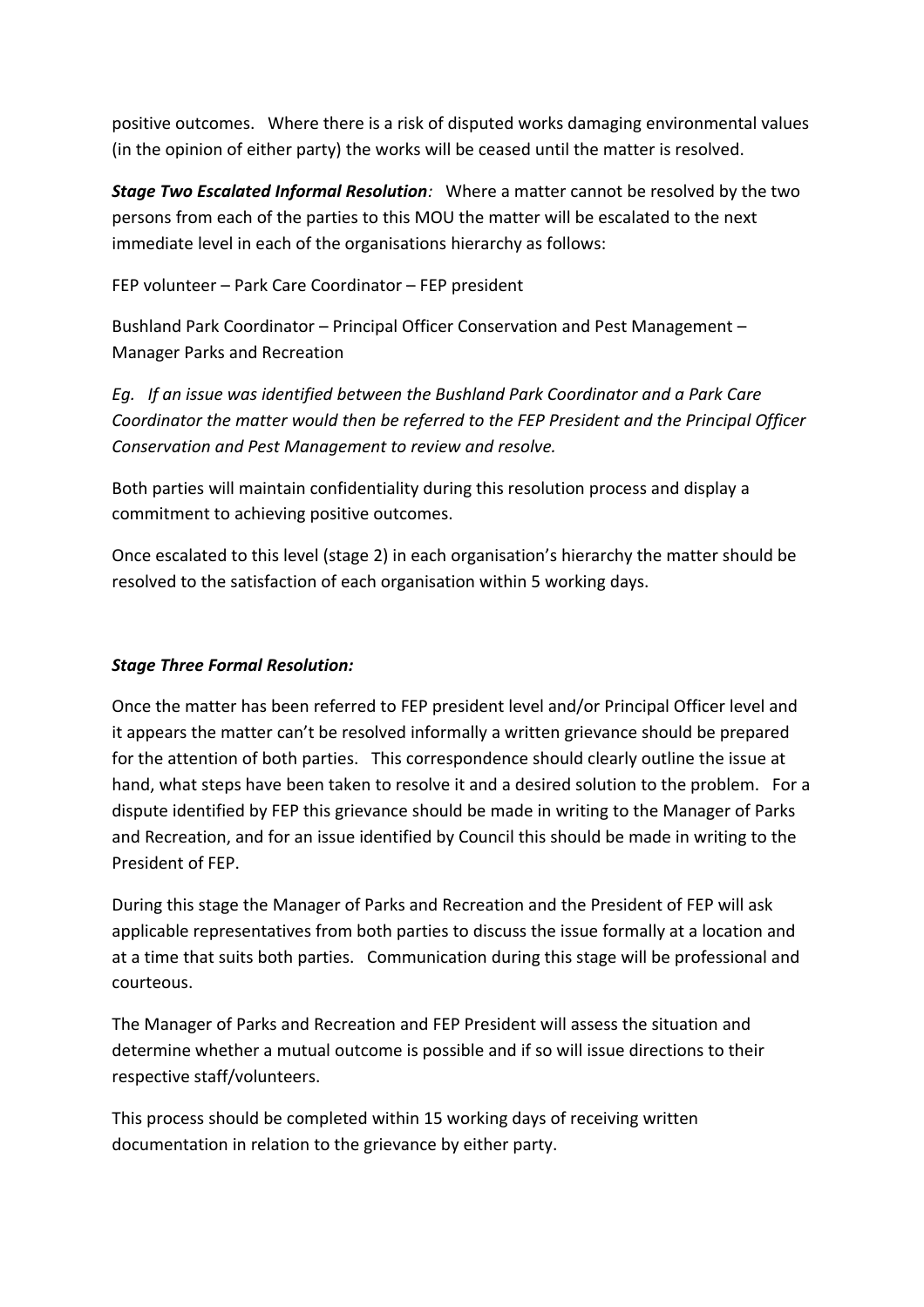positive outcomes. Where there is a risk of disputed works damaging environmental values (in the opinion of either party) the works will be ceased until the matter is resolved.

***Stage Two Escalated Informal Resolution**:* Where a matter cannot be resolved by the two persons from each of the parties to this MOU the matter will be escalated to the next immediate level in each of the organisations hierarchy as follows:

FEP volunteer – Park Care Coordinator – FEP president

Bushland Park Coordinator – Principal Officer Conservation and Pest Management – Manager Parks and Recreation

*Eg. If an issue was identified between the Bushland Park Coordinator and a Park Care Coordinator the matter would then be referred to the FEP President and the Principal Officer Conservation and Pest Management to review and resolve.*

Both parties will maintain confidentiality during this resolution process and display a commitment to achieving positive outcomes.

Once escalated to this level (stage 2) in each organisation's hierarchy the matter should be resolved to the satisfaction of each organisation within 5 working days.

***Stage Three Formal Resolution:***

Once the matter has been referred to FEP president level and/or Principal Officer level and it appears the matter can't be resolved informally a written grievance should be prepared for the attention of both parties. This correspondence should clearly outline the issue at hand, what steps have been taken to resolve it and a desired solution to the problem. For a dispute identified by FEP this grievance should be made in writing to the Manager of Parks and Recreation, and for an issue identified by Council this should be made in writing to the President of FEP.

During this stage the Manager of Parks and Recreation and the President of FEP will ask applicable representatives from both parties to discuss the issue formally at a location and at a time that suits both parties. Communication during this stage will be professional and courteous.

The Manager of Parks and Recreation and FEP President will assess the situation and determine whether a mutual outcome is possible and if so will issue directions to their respective staff/volunteers.

This process should be completed within 15 working days of receiving written documentation in relation to the grievance by either party.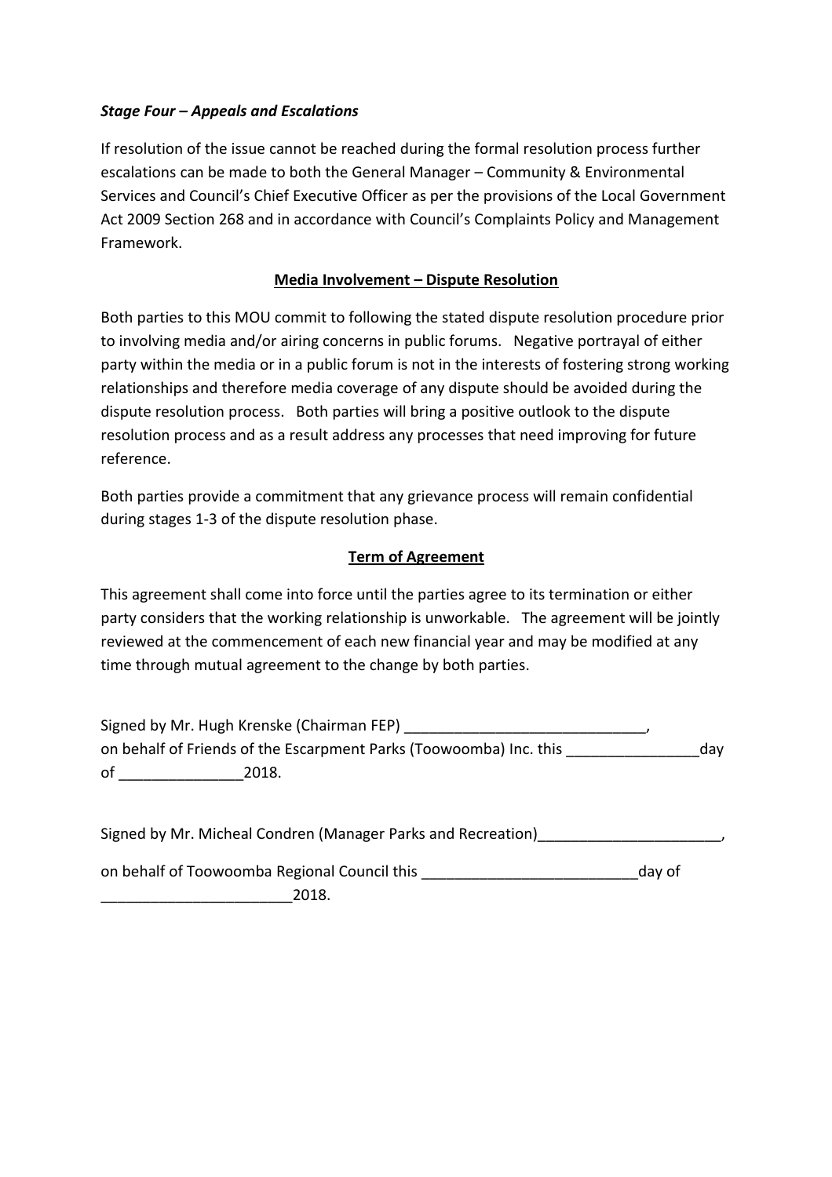***Stage Four – Appeals and Escalations***

If resolution of the issue cannot be reached during the formal resolution process further escalations can be made to both the General Manager – Community & Environmental Services and Council's Chief Executive Officer as per the provisions of the Local Government Act 2009 Section 268 and in accordance with Council's Complaints Policy and Management Framework.

**<u>Media Involvement – Dispute Resolution</u>**

Both parties to this MOU commit to following the stated dispute resolution procedure prior to involving media and/or airing concerns in public forums. Negative portrayal of either party within the media or in a public forum is not in the interests of fostering strong working relationships and therefore media coverage of any dispute should be avoided during the dispute resolution process. Both parties will bring a positive outlook to the dispute resolution process and as a result address any processes that need improving for future reference.

Both parties provide a commitment that any grievance process will remain confidential during stages 1-3 of the dispute resolution phase.

**<u>Term of Agreement</u>**

This agreement shall come into force until the parties agree to its termination or either party considers that the working relationship is unworkable. The agreement will be jointly reviewed at the commencement of each new financial year and may be modified at any time through mutual agreement to the change by both parties.

Signed by Mr. Hugh Krenske (Chairman FEP) _____________________________,
on behalf of Friends of the Escarpment Parks (Toowoomba) Inc. this ________________day of _______________2018.

Signed by Mr. Micheal Condren (Manager Parks and Recreation)______________________,

on behalf of Toowoomba Regional Council this __________________________day of _______________________2018.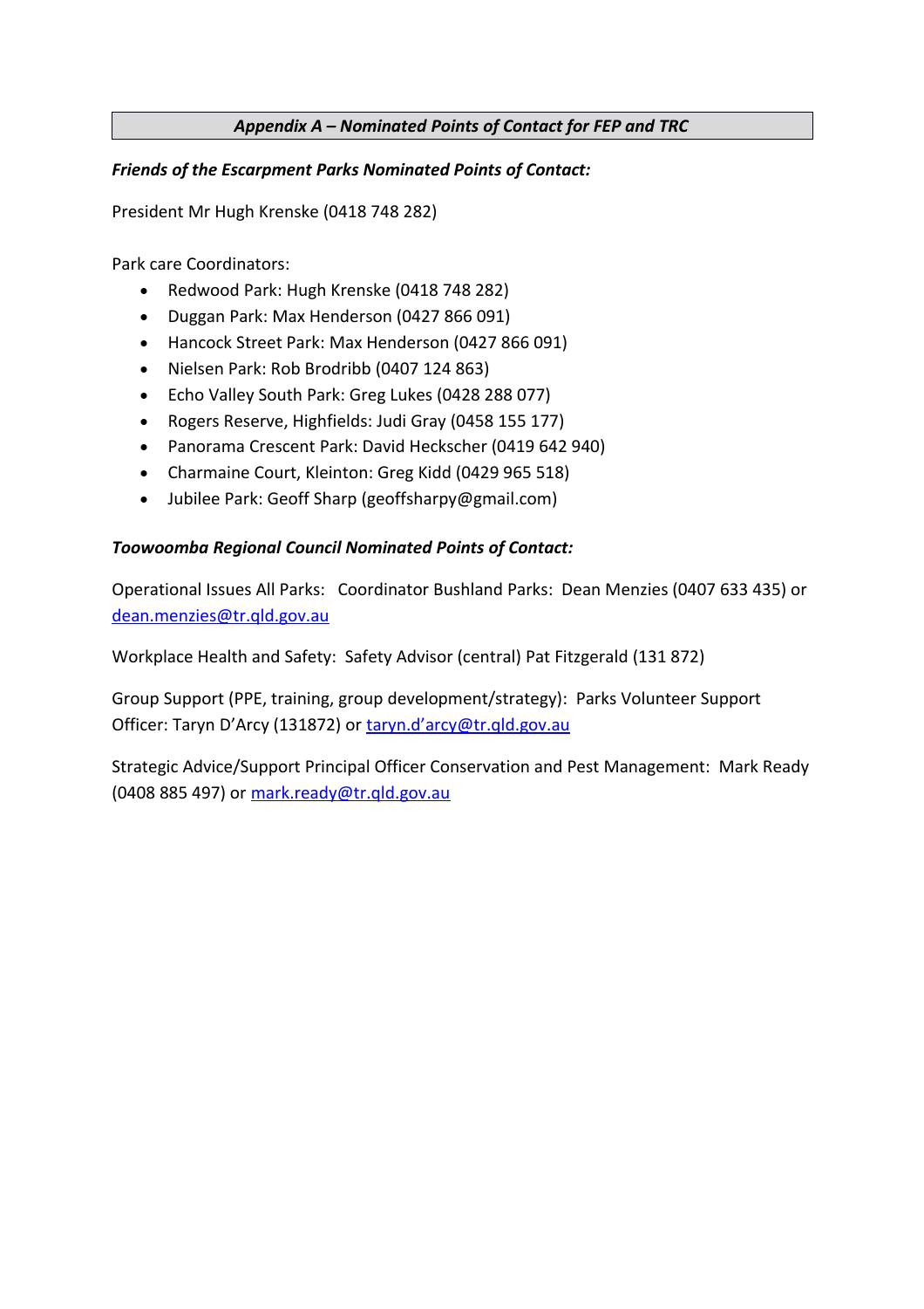## *Appendix A – Nominated Points of Contact for FEP and TRC*

***Friends of the Escarpment Parks Nominated Points of Contact:***

President Mr Hugh Krenske (0418 748 282)

Park care Coordinators:

- Redwood Park: Hugh Krenske (0418 748 282)
- Duggan Park: Max Henderson (0427 866 091)
- Hancock Street Park: Max Henderson (0427 866 091)
- Nielsen Park: Rob Brodribb (0407 124 863)
- Echo Valley South Park: Greg Lukes (0428 288 077)
- Rogers Reserve, Highfields: Judi Gray (0458 155 177)
- Panorama Crescent Park: David Heckscher (0419 642 940)
- Charmaine Court, Kleinton: Greg Kidd (0429 965 518)
- Jubilee Park: Geoff Sharp (geoffsharpy@gmail.com)

***Toowoomba Regional Council Nominated Points of Contact:***

Operational Issues All Parks: Coordinator Bushland Parks: Dean Menzies (0407 633 435) or dean.menzies@tr.qld.gov.au

Workplace Health and Safety: Safety Advisor (central) Pat Fitzgerald (131 872)

Group Support (PPE, training, group development/strategy): Parks Volunteer Support Officer: Taryn D'Arcy (131872) or taryn.d'arcy@tr.qld.gov.au

Strategic Advice/Support Principal Officer Conservation and Pest Management: Mark Ready (0408 885 497) or mark.ready@tr.qld.gov.au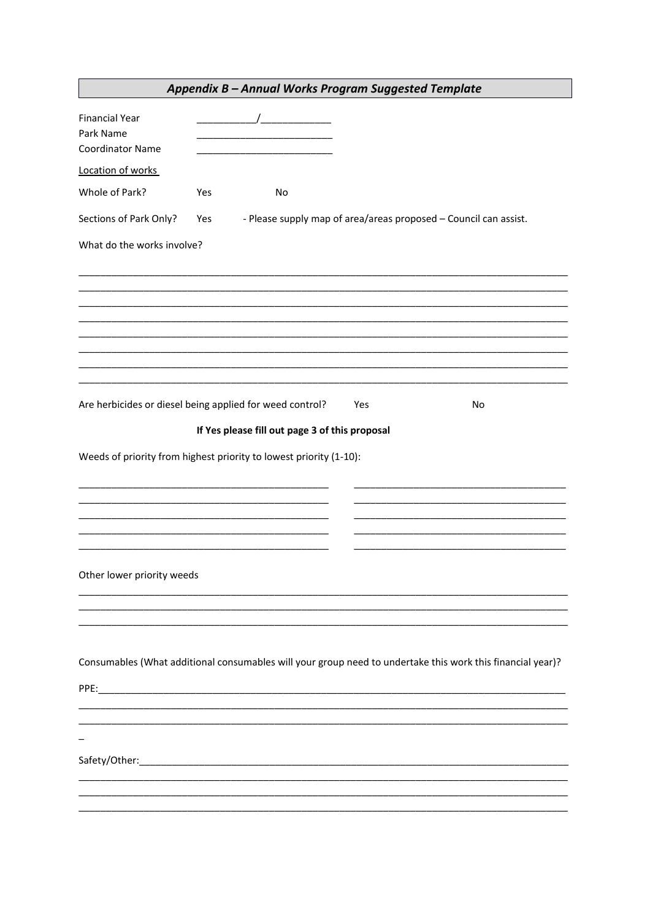## *Appendix B – Annual Works Program Suggested Template*

Financial Year ___________/_____________

Park Name _________________________

Coordinator Name _________________________

<u>Location of works</u>

Whole of Park? Yes No

Sections of Park Only? Yes - Please supply map of area/areas proposed – Council can assist.

What do the works involve?

_______________________________________________________________________________________

_______________________________________________________________________________________

_______________________________________________________________________________________

_______________________________________________________________________________________

_______________________________________________________________________________________

_______________________________________________________________________________________

_______________________________________________________________________________________

_______________________________________________________________________________________

Are herbicides or diesel being applied for weed control? Yes No

**If Yes please fill out page 3 of this proposal**

Weeds of priority from highest priority to lowest priority (1-10):

_______________________________________________ _______________________________________

_______________________________________________ _______________________________________

_______________________________________________ _______________________________________

_______________________________________________ _______________________________________

_______________________________________________ _______________________________________

Other lower priority weeds

_______________________________________________________________________________________

_______________________________________________________________________________________

_______________________________________________________________________________________

Consumables (What additional consumables will your group need to undertake this work this financial year)?

PPE:___________________________________________________________________________________

_______________________________________________________________________________________

_______________________________________________________________________________________

_

Safety/Other:____________________________________________________________________________

_______________________________________________________________________________________

_______________________________________________________________________________________

_______________________________________________________________________________________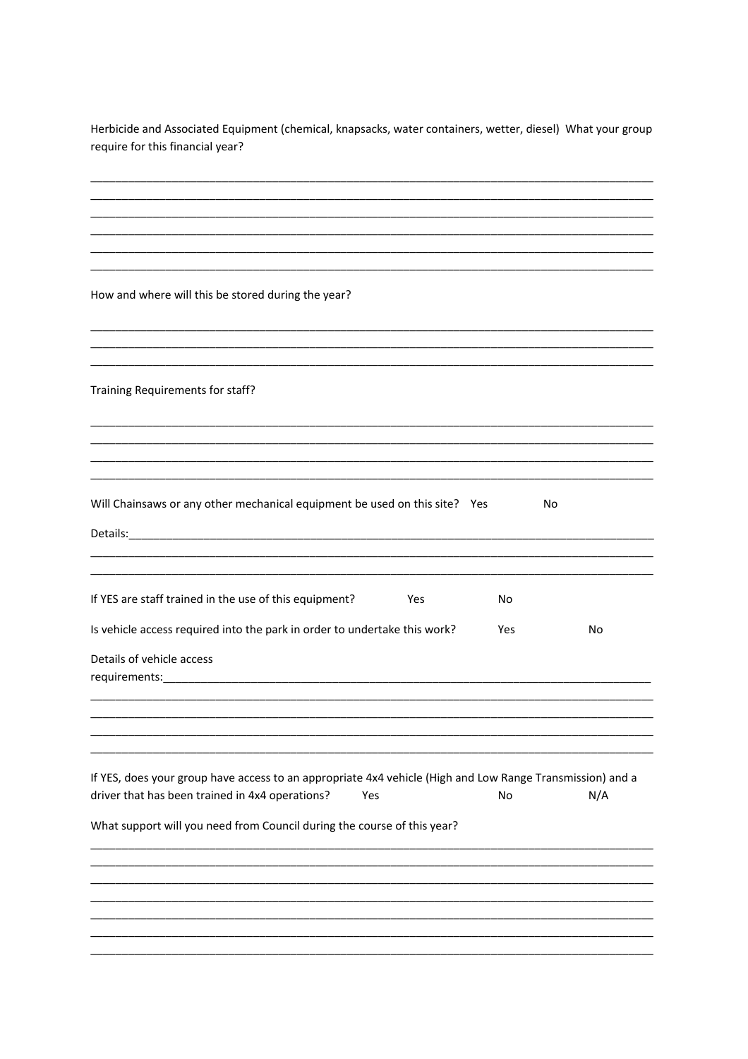Herbicide and Associated Equipment (chemical, knapsacks, water containers, wetter, diesel) What your group require for this financial year?

______________________________________________________________________________________
______________________________________________________________________________________
______________________________________________________________________________________
______________________________________________________________________________________
______________________________________________________________________________________
______________________________________________________________________________________

How and where will this be stored during the year?

______________________________________________________________________________________
______________________________________________________________________________________
______________________________________________________________________________________

Training Requirements for staff?

______________________________________________________________________________________
______________________________________________________________________________________
______________________________________________________________________________________
______________________________________________________________________________________

Will Chainsaws or any other mechanical equipment be used on this site? Yes No

Details:______________________________________________________________________________
______________________________________________________________________________________
______________________________________________________________________________________

If YES are staff trained in the use of this equipment? Yes No

Is vehicle access required into the park in order to undertake this work? Yes No

Details of vehicle access requirements:_________________________________________________________________
______________________________________________________________________________________
______________________________________________________________________________________
______________________________________________________________________________________
______________________________________________________________________________________

If YES, does your group have access to an appropriate 4x4 vehicle (High and Low Range Transmission) and a driver that has been trained in 4x4 operations? Yes No N/A

What support will you need from Council during the course of this year?

______________________________________________________________________________________
______________________________________________________________________________________
______________________________________________________________________________________
______________________________________________________________________________________
______________________________________________________________________________________
______________________________________________________________________________________
______________________________________________________________________________________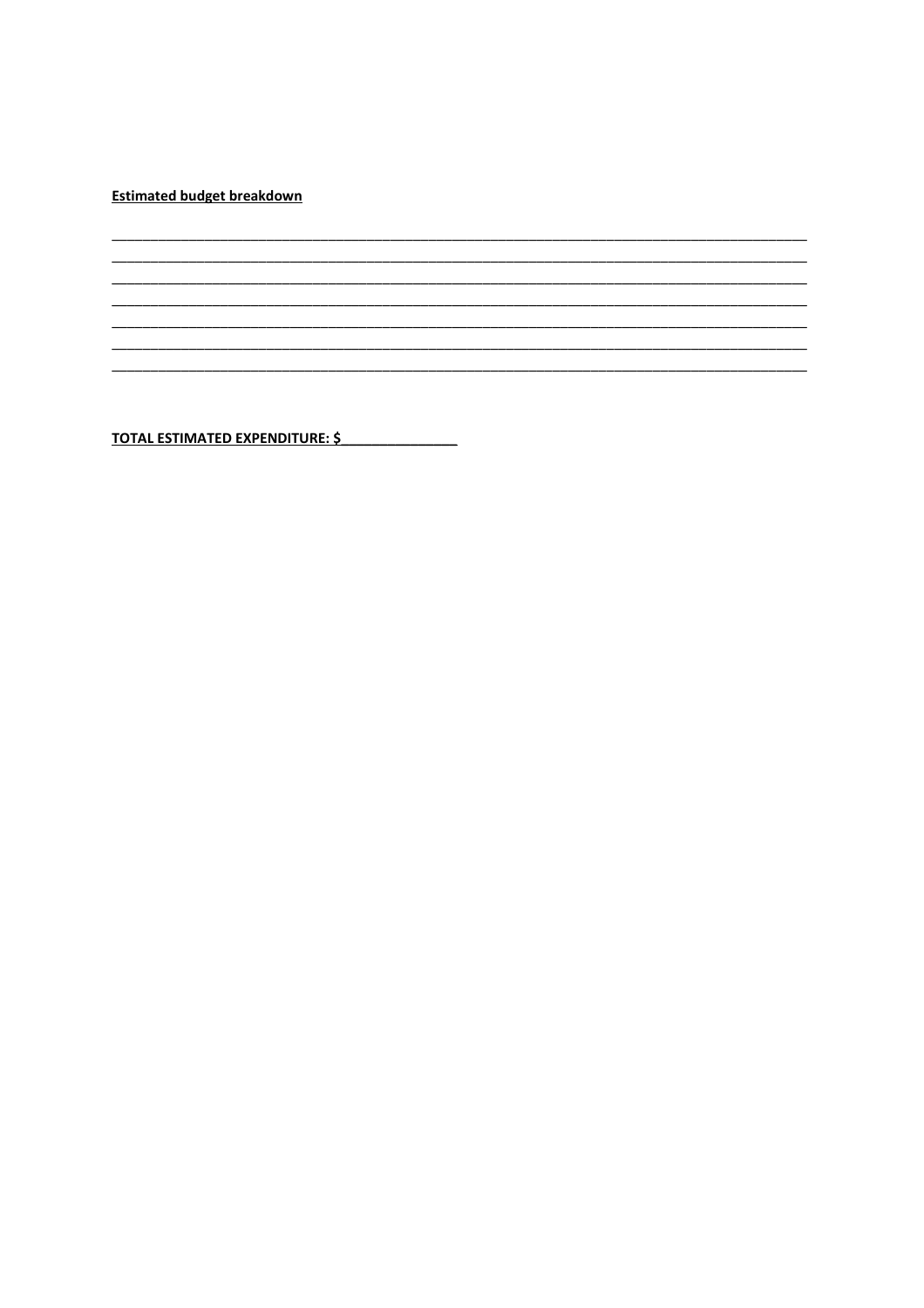**Estimated budget breakdown**

\_\_\_\_\_\_\_\_\_\_\_\_\_\_\_\_\_\_\_\_\_\_\_\_\_\_\_\_\_\_\_\_\_\_\_\_\_\_\_\_\_\_\_\_\_\_\_\_\_\_\_\_\_\_\_\_\_\_\_\_\_\_\_\_\_\_\_\_\_\_\_\_\_\_\_\_\_\_\_\_\_\_\_\_\_\_\_\_\_\_\_\_\_\_\_\_\_\_

\_\_\_\_\_\_\_\_\_\_\_\_\_\_\_\_\_\_\_\_\_\_\_\_\_\_\_\_\_\_\_\_\_\_\_\_\_\_\_\_\_\_\_\_\_\_\_\_\_\_\_\_\_\_\_\_\_\_\_\_\_\_\_\_\_\_\_\_\_\_\_\_\_\_\_\_\_\_\_\_\_\_\_\_\_\_\_\_\_\_\_\_\_\_\_\_\_\_

\_\_\_\_\_\_\_\_\_\_\_\_\_\_\_\_\_\_\_\_\_\_\_\_\_\_\_\_\_\_\_\_\_\_\_\_\_\_\_\_\_\_\_\_\_\_\_\_\_\_\_\_\_\_\_\_\_\_\_\_\_\_\_\_\_\_\_\_\_\_\_\_\_\_\_\_\_\_\_\_\_\_\_\_\_\_\_\_\_\_\_\_\_\_\_\_\_\_

\_\_\_\_\_\_\_\_\_\_\_\_\_\_\_\_\_\_\_\_\_\_\_\_\_\_\_\_\_\_\_\_\_\_\_\_\_\_\_\_\_\_\_\_\_\_\_\_\_\_\_\_\_\_\_\_\_\_\_\_\_\_\_\_\_\_\_\_\_\_\_\_\_\_\_\_\_\_\_\_\_\_\_\_\_\_\_\_\_\_\_\_\_\_\_\_\_\_

\_\_\_\_\_\_\_\_\_\_\_\_\_\_\_\_\_\_\_\_\_\_\_\_\_\_\_\_\_\_\_\_\_\_\_\_\_\_\_\_\_\_\_\_\_\_\_\_\_\_\_\_\_\_\_\_\_\_\_\_\_\_\_\_\_\_\_\_\_\_\_\_\_\_\_\_\_\_\_\_\_\_\_\_\_\_\_\_\_\_\_\_\_\_\_\_\_\_

\_\_\_\_\_\_\_\_\_\_\_\_\_\_\_\_\_\_\_\_\_\_\_\_\_\_\_\_\_\_\_\_\_\_\_\_\_\_\_\_\_\_\_\_\_\_\_\_\_\_\_\_\_\_\_\_\_\_\_\_\_\_\_\_\_\_\_\_\_\_\_\_\_\_\_\_\_\_\_\_\_\_\_\_\_\_\_\_\_\_\_\_\_\_\_\_\_\_

\_\_\_\_\_\_\_\_\_\_\_\_\_\_\_\_\_\_\_\_\_\_\_\_\_\_\_\_\_\_\_\_\_\_\_\_\_\_\_\_\_\_\_\_\_\_\_\_\_\_\_\_\_\_\_\_\_\_\_\_\_\_\_\_\_\_\_\_\_\_\_\_\_\_\_\_\_\_\_\_\_\_\_\_\_\_\_\_\_\_\_\_\_\_\_\_\_\_

**TOTAL ESTIMATED EXPENDITURE: $\_\_\_\_\_\_\_\_\_\_\_\_\_\_\_\_**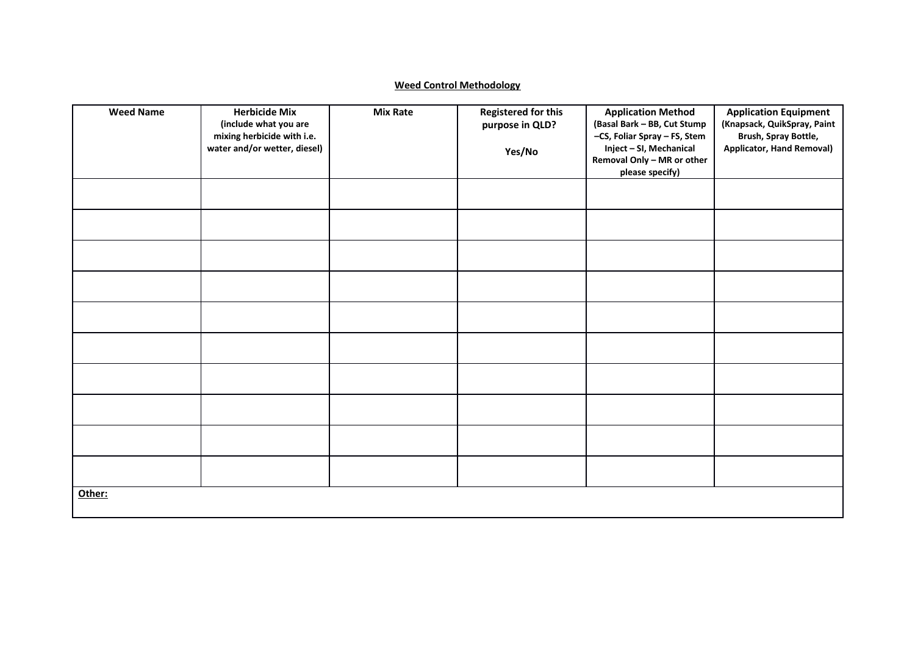**Weed Control Methodology**

| **Weed Name** | **Herbicide Mix** (include what you are mixing herbicide with i.e. water and/or wetter, diesel) | **Mix Rate** | **Registered for this purpose in QLD?** Yes/No | **Application Method** (Basal Bark – BB, Cut Stump –CS, Foliar Spray – FS, Stem Inject – SI, Mechanical Removal Only – MR or other please specify) | **Application Equipment** (Knapsack, QuikSpray, Paint Brush, Spray Bottle, Applicator, Hand Removal) |
|---|---|---|---|---|---|
| | | | | | |
| | | | | | |
| | | | | | |
| | | | | | |
| | | | | | |
| | | | | | |
| | | | | | |
| | | | | | |
| | | | | | |
| | | | | | |
| **Other:** | | | | | |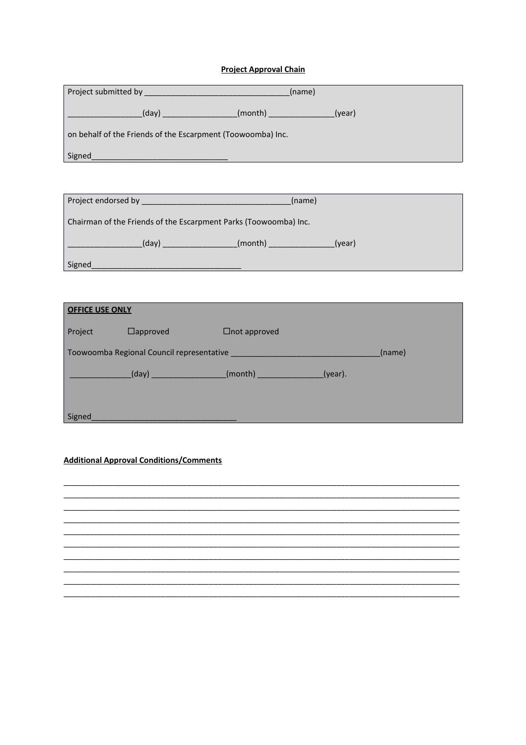**Project Approval Chain**

Project submitted by ________________________________(name)

________________(day) ________________(month) ______________(year)

on behalf of the Friends of the Escarpment (Toowoomba) Inc.

Signed______________________________

Project endorsed by _________________________________(name)

Chairman of the Friends of the Escarpment Parks (Toowoomba) Inc.

________________(day) ________________(month) ______________(year)

Signed_________________________________

**OFFICE USE ONLY**

Project ☐approved ☐not approved

Toowoomba Regional Council representative ________________________________(name)

_____________(day) ________________(month) ______________(year).

Signed________________________________

**Additional Approval Conditions/Comments**

________________________________________________________________________________________

________________________________________________________________________________________

________________________________________________________________________________________

________________________________________________________________________________________

________________________________________________________________________________________

________________________________________________________________________________________

________________________________________________________________________________________

________________________________________________________________________________________

________________________________________________________________________________________

________________________________________________________________________________________